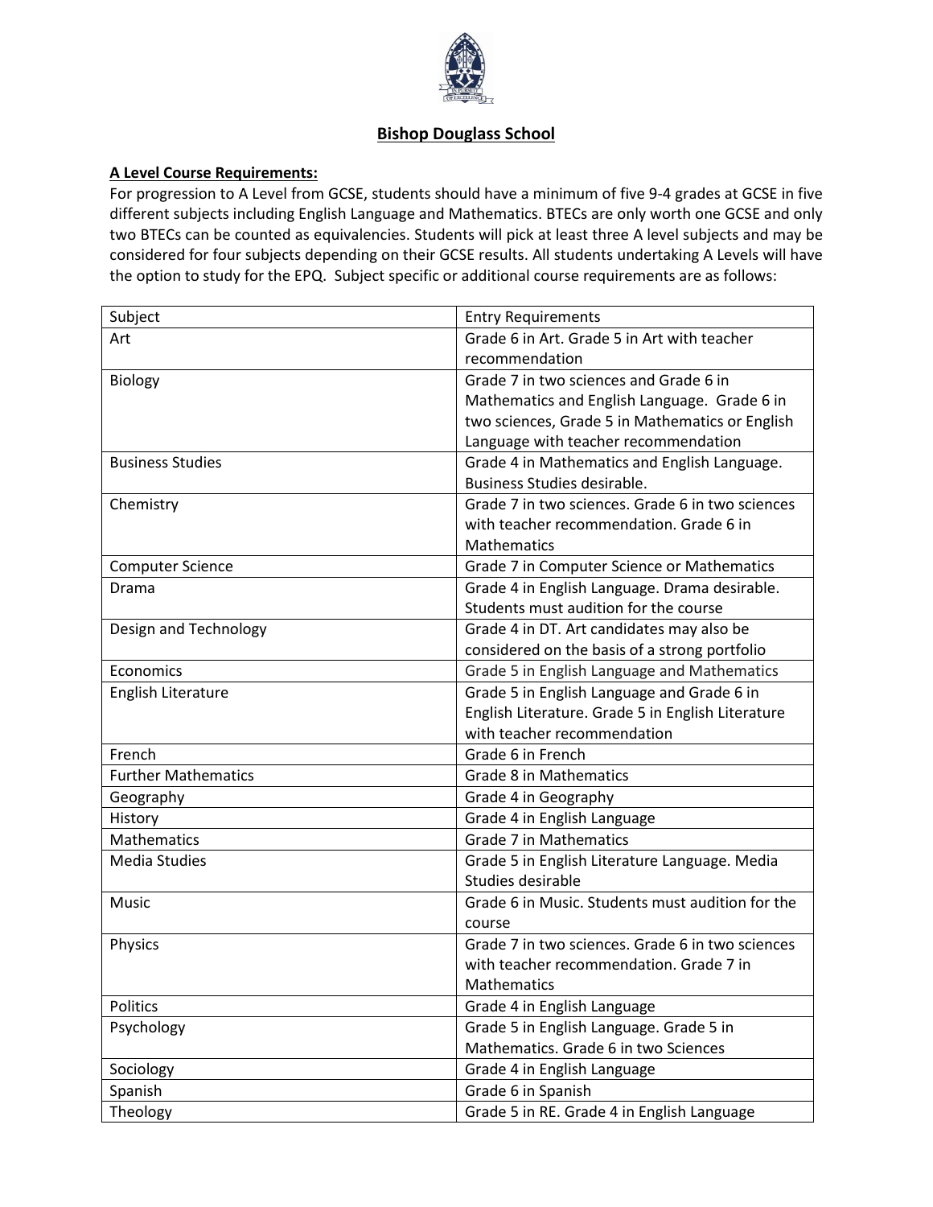# Bishop Douglass School

**A Level Course Requirements:**

For progression to A Level from GCSE, students should have a minimum of five 9-4 grades at GCSE in five different subjects including English Language and Mathematics. BTECs are only worth one GCSE and only two BTECs can be counted as equivalencies. Students will pick at least three A level subjects and may be considered for four subjects depending on their GCSE results. All students undertaking A Levels will have the option to study for the EPQ. Subject specific or additional course requirements are as follows:

| Subject | Entry Requirements |
|---|---|
| Art | Grade 6 in Art. Grade 5 in Art with teacher recommendation |
| Biology | Grade 7 in two sciences and Grade 6 in Mathematics and English Language. Grade 6 in two sciences, Grade 5 in Mathematics or English Language with teacher recommendation |
| Business Studies | Grade 4 in Mathematics and English Language. Business Studies desirable. |
| Chemistry | Grade 7 in two sciences. Grade 6 in two sciences with teacher recommendation. Grade 6 in Mathematics |
| Computer Science | Grade 7 in Computer Science or Mathematics |
| Drama | Grade 4 in English Language. Drama desirable. Students must audition for the course |
| Design and Technology | Grade 4 in DT. Art candidates may also be considered on the basis of a strong portfolio |
| Economics | Grade 5 in English Language and Mathematics |
| English Literature | Grade 5 in English Language and Grade 6 in English Literature. Grade 5 in English Literature with teacher recommendation |
| French | Grade 6 in French |
| Further Mathematics | Grade 8 in Mathematics |
| Geography | Grade 4 in Geography |
| History | Grade 4 in English Language |
| Mathematics | Grade 7 in Mathematics |
| Media Studies | Grade 5 in English Literature Language. Media Studies desirable |
| Music | Grade 6 in Music. Students must audition for the course |
| Physics | Grade 7 in two sciences. Grade 6 in two sciences with teacher recommendation. Grade 7 in Mathematics |
| Politics | Grade 4 in English Language |
| Psychology | Grade 5 in English Language. Grade 5 in Mathematics. Grade 6 in two Sciences |
| Sociology | Grade 4 in English Language |
| Spanish | Grade 6 in Spanish |
| Theology | Grade 5 in RE. Grade 4 in English Language |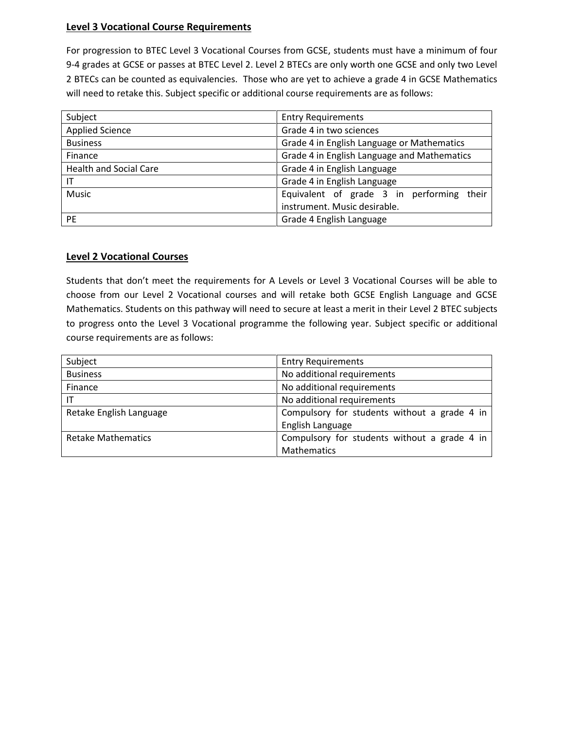## Level 3 Vocational Course Requirements

For progression to BTEC Level 3 Vocational Courses from GCSE, students must have a minimum of four 9-4 grades at GCSE or passes at BTEC Level 2. Level 2 BTECs are only worth one GCSE and only two Level 2 BTECs can be counted as equivalencies. Those who are yet to achieve a grade 4 in GCSE Mathematics will need to retake this. Subject specific or additional course requirements are as follows:

| Subject | Entry Requirements |
|---|---|
| Applied Science | Grade 4 in two sciences |
| Business | Grade 4 in English Language or Mathematics |
| Finance | Grade 4 in English Language and Mathematics |
| Health and Social Care | Grade 4 in English Language |
| IT | Grade 4 in English Language |
| Music | Equivalent of grade 3 in performing their instrument. Music desirable. |
| PE | Grade 4 English Language |

## Level 2 Vocational Courses

Students that don't meet the requirements for A Levels or Level 3 Vocational Courses will be able to choose from our Level 2 Vocational courses and will retake both GCSE English Language and GCSE Mathematics. Students on this pathway will need to secure at least a merit in their Level 2 BTEC subjects to progress onto the Level 3 Vocational programme the following year. Subject specific or additional course requirements are as follows:

| Subject | Entry Requirements |
|---|---|
| Business | No additional requirements |
| Finance | No additional requirements |
| IT | No additional requirements |
| Retake English Language | Compulsory for students without a grade 4 in English Language |
| Retake Mathematics | Compulsory for students without a grade 4 in Mathematics |